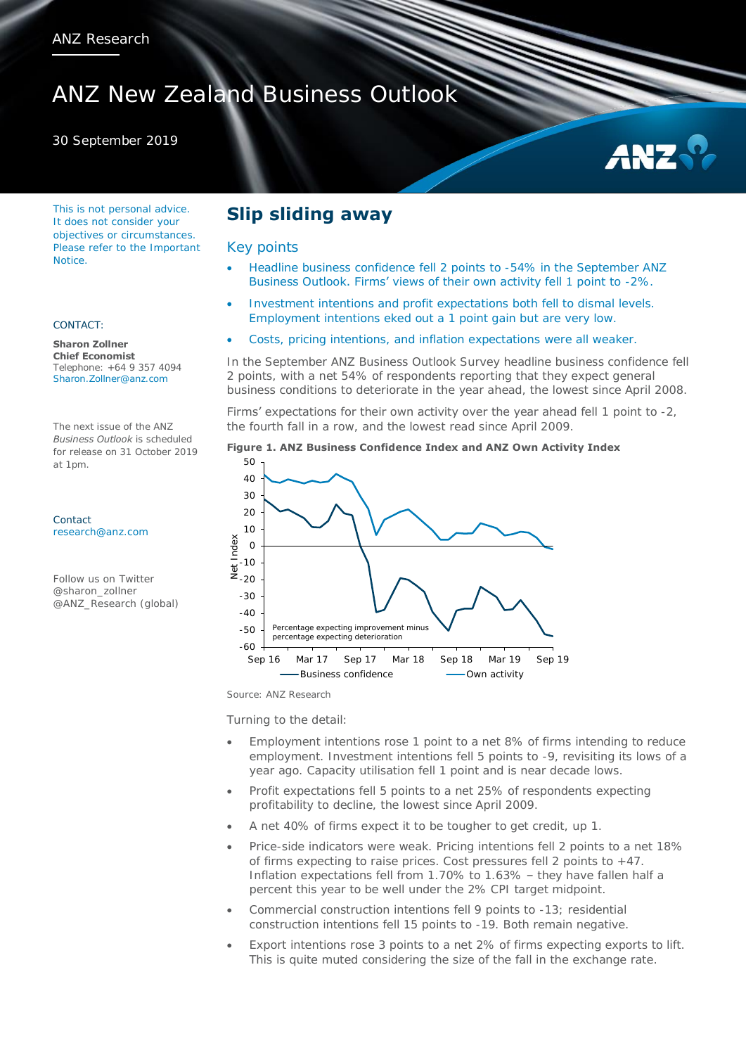ANZ Research

# ANZ New Zealand Business Outlook

30 September 2019

This is not personal advice. It does not consider your objectives or circumstances. Please refer to the Important Notice.

CONTACT:

**Sharon Zollner**
**Chief Economist**
Telephone: +64 9 357 4094
Sharon.Zollner@anz.com

The next issue of the ANZ *Business Outlook* is scheduled for release on 31 October 2019 at 1pm.

Contact
research@anz.com

Follow us on Twitter
@sharon_zollner
@ANZ_Research (global)

## Slip sliding away

### Key points

- Headline business confidence fell 2 points to -54% in the September ANZ Business Outlook. Firms' views of their own activity fell 1 point to -2%.
- Investment intentions and profit expectations both fell to dismal levels. Employment intentions eked out a 1 point gain but are very low.
- Costs, pricing intentions, and inflation expectations were all weaker.

In the September ANZ Business Outlook Survey headline business confidence fell 2 points, with a net 54% of respondents reporting that they expect general business conditions to deteriorate in the year ahead, the lowest since April 2008.

Firms' expectations for their own activity over the year ahead fell 1 point to -2, the fourth fall in a row, and the lowest read since April 2009.

**Figure 1. ANZ Business Confidence Index and ANZ Own Activity Index**

Source: ANZ Research

Turning to the detail:

- Employment intentions rose 1 point to a net 8% of firms intending to reduce employment. Investment intentions fell 5 points to -9, revisiting its lows of a year ago. Capacity utilisation fell 1 point and is near decade lows.
- Profit expectations fell 5 points to a net 25% of respondents expecting profitability to decline, the lowest since April 2009.
- A net 40% of firms expect it to be tougher to get credit, up 1.
- Price-side indicators were weak. Pricing intentions fell 2 points to a net 18% of firms expecting to raise prices. Cost pressures fell 2 points to +47. Inflation expectations fell from 1.70% to 1.63% – they have fallen half a percent this year to be well under the 2% CPI target midpoint.
- Commercial construction intentions fell 9 points to -13; residential construction intentions fell 15 points to -19. Both remain negative.
- Export intentions rose 3 points to a net 2% of firms expecting exports to lift. This is quite muted considering the size of the fall in the exchange rate.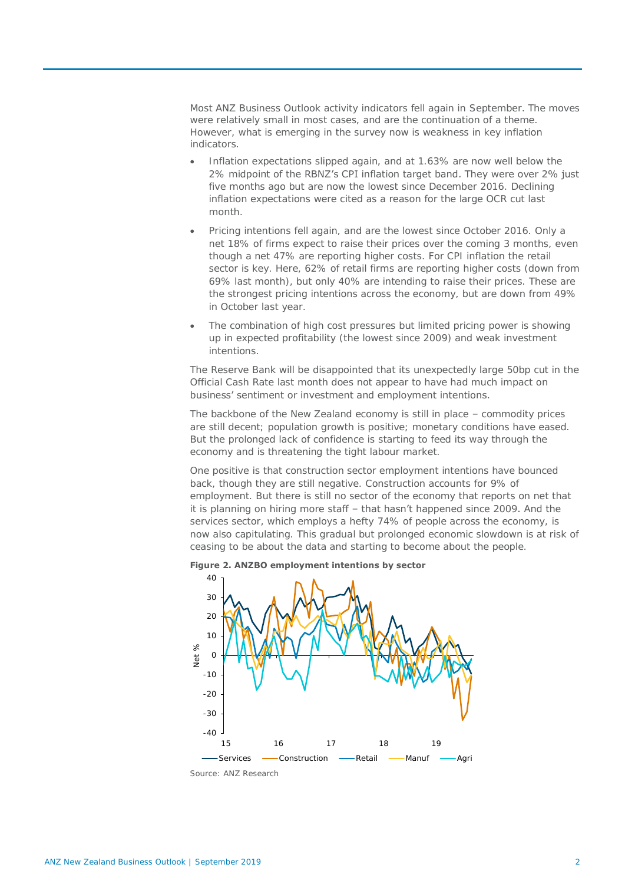Most ANZ Business Outlook activity indicators fell again in September. The moves were relatively small in most cases, and are the continuation of a theme. However, what is emerging in the survey now is weakness in key inflation indicators.

- Inflation expectations slipped again, and at 1.63% are now well below the 2% midpoint of the RBNZ's CPI inflation target band. They were over 2% just five months ago but are now the lowest since December 2016. Declining inflation expectations were cited as a reason for the large OCR cut last month.
- Pricing intentions fell again, and are the lowest since October 2016. Only a net 18% of firms expect to raise their prices over the coming 3 months, even though a net 47% are reporting higher costs. For CPI inflation the retail sector is key. Here, 62% of retail firms are reporting higher costs (down from 69% last month), but only 40% are intending to raise their prices. These are the strongest pricing intentions across the economy, but are down from 49% in October last year.
- The combination of high cost pressures but limited pricing power is showing up in expected profitability (the lowest since 2009) and weak investment intentions.

The Reserve Bank will be disappointed that its unexpectedly large 50bp cut in the Official Cash Rate last month does not appear to have had much impact on business' sentiment or investment and employment intentions.

The backbone of the New Zealand economy is still in place – commodity prices are still decent; population growth is positive; monetary conditions have eased. But the prolonged lack of confidence is starting to feed its way through the economy and is threatening the tight labour market.

One positive is that construction sector employment intentions have bounced back, though they are still negative. Construction accounts for 9% of employment. But there is still no sector of the economy that reports on net that it is planning on hiring more staff – that hasn't happened since 2009. And the services sector, which employs a hefty 74% of people across the economy, is now also capitulating. This gradual but prolonged economic slowdown is at risk of ceasing to be about the data and starting to become about the people.

**Figure 2. ANZBO employment intentions by sector**

Source: ANZ Research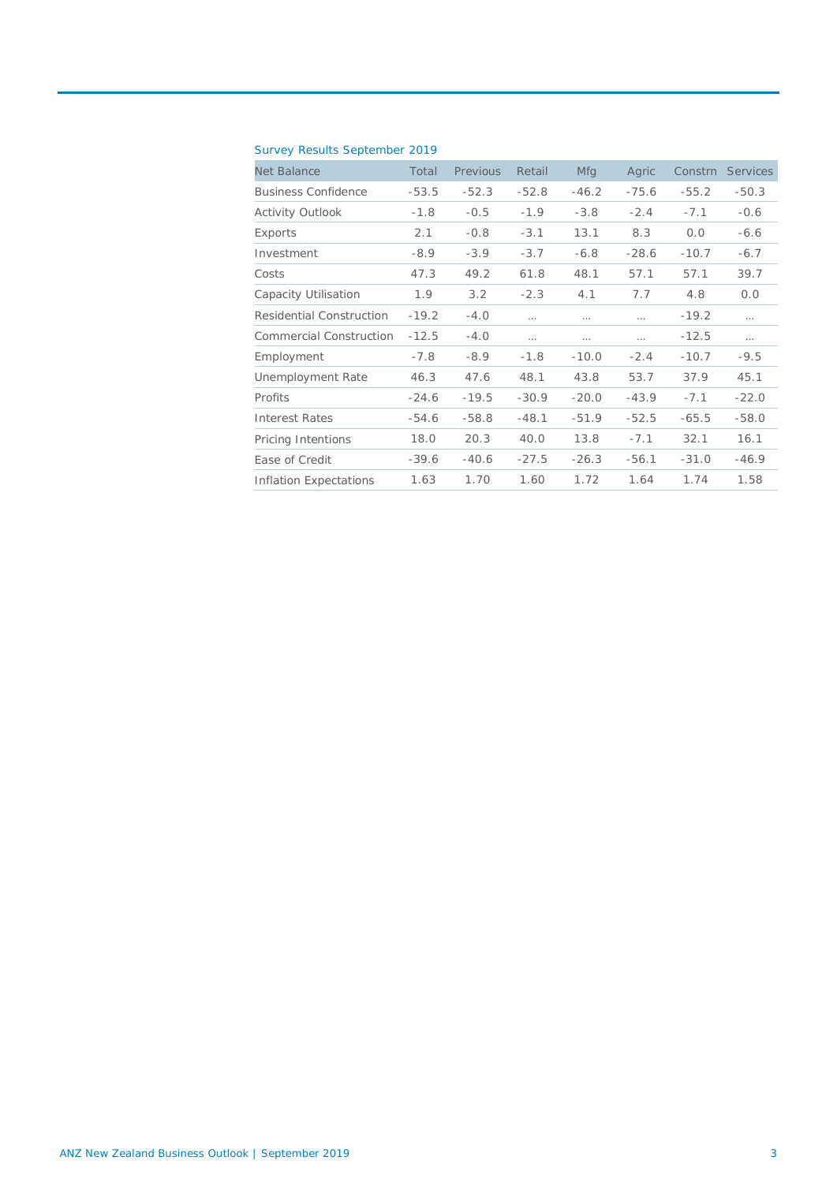Survey Results September 2019

| Net Balance | Total | Previous | Retail | Mfg | Agric | Constrn | Services |
|---|---|---|---|---|---|---|---|
| Business Confidence | -53.5 | -52.3 | -52.8 | -46.2 | -75.6 | -55.2 | -50.3 |
| Activity Outlook | -1.8 | -0.5 | -1.9 | -3.8 | -2.4 | -7.1 | -0.6 |
| Exports | 2.1 | -0.8 | -3.1 | 13.1 | 8.3 | 0.0 | -6.6 |
| Investment | -8.9 | -3.9 | -3.7 | -6.8 | -28.6 | -10.7 | -6.7 |
| Costs | 47.3 | 49.2 | 61.8 | 48.1 | 57.1 | 57.1 | 39.7 |
| Capacity Utilisation | 1.9 | 3.2 | -2.3 | 4.1 | 7.7 | 4.8 | 0.0 |
| Residential Construction | -19.2 | -4.0 | ... | ... | ... | -19.2 | ... |
| Commercial Construction | -12.5 | -4.0 | ... | ... | ... | -12.5 | ... |
| Employment | -7.8 | -8.9 | -1.8 | -10.0 | -2.4 | -10.7 | -9.5 |
| Unemployment Rate | 46.3 | 47.6 | 48.1 | 43.8 | 53.7 | 37.9 | 45.1 |
| Profits | -24.6 | -19.5 | -30.9 | -20.0 | -43.9 | -7.1 | -22.0 |
| Interest Rates | -54.6 | -58.8 | -48.1 | -51.9 | -52.5 | -65.5 | -58.0 |
| Pricing Intentions | 18.0 | 20.3 | 40.0 | 13.8 | -7.1 | 32.1 | 16.1 |
| Ease of Credit | -39.6 | -40.6 | -27.5 | -26.3 | -56.1 | -31.0 | -46.9 |
| Inflation Expectations | 1.63 | 1.70 | 1.60 | 1.72 | 1.64 | 1.74 | 1.58 |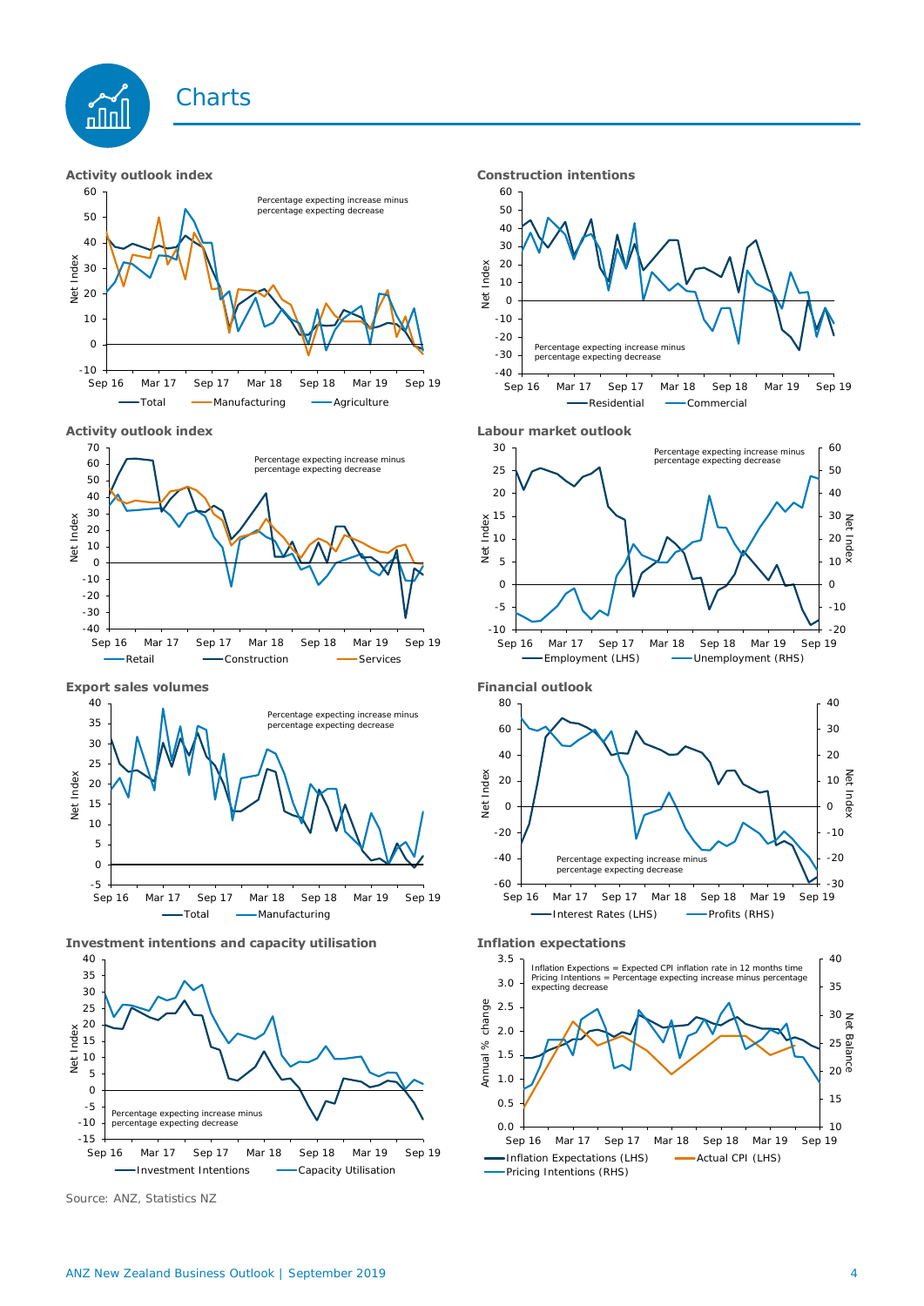# Charts

**Activity outlook index**

Percentage expecting increase minus percentage expecting decrease

Net Index

Sep 16 Mar 17 Sep 17 Mar 18 Sep 18 Mar 19 Sep 19

Total Manufacturing Agriculture

**Construction intentions**

Percentage expecting increase minus percentage expecting decrease

Net Index

Sep 16 Mar 17 Sep 17 Mar 18 Sep 18 Mar 19 Sep 19

Residential Commercial

**Activity outlook index**

Percentage expecting increase minus percentage expecting decrease

Net Index

Sep 16 Mar 17 Sep 17 Mar 18 Sep 18 Mar 19 Sep 19

Retail Construction Services

**Labour market outlook**

Percentage expecting increase minus percentage expecting decrease

Net Index

Sep 16 Mar 17 Sep 17 Mar 18 Sep 18 Mar 19 Sep 19

Employment (LHS) Unemployment (RHS)

**Export sales volumes**

Percentage expecting increase minus percentage expecting decrease

Net Index

Sep 16 Mar 17 Sep 17 Mar 18 Sep 18 Mar 19 Sep 19

Total Manufacturing

**Financial outlook**

Percentage expecting increase minus percentage expecting decrease

Net Index

Sep 16 Mar 17 Sep 17 Mar 18 Sep 18 Mar 19 Sep 19

Interest Rates (LHS) Profits (RHS)

**Investment intentions and capacity utilisation**

Percentage expecting increase minus percentage expecting decrease

Net Index

Sep 16 Mar 17 Sep 17 Mar 18 Sep 18 Mar 19 Sep 19

Investment Intentions Capacity Utilisation

**Inflation expectations**

Inflation Expectations = Expected CPI inflation rate in 12 months time
Pricing Intentions = Percentage expecting increase minus percentage expecting decrease

Annual % change / Net Balance

Sep 16 Mar 17 Sep 17 Mar 18 Sep 18 Mar 19 Sep 19

Inflation Expectations (LHS) Actual CPI (LHS) Pricing Intentions (RHS)

Source: ANZ, Statistics NZ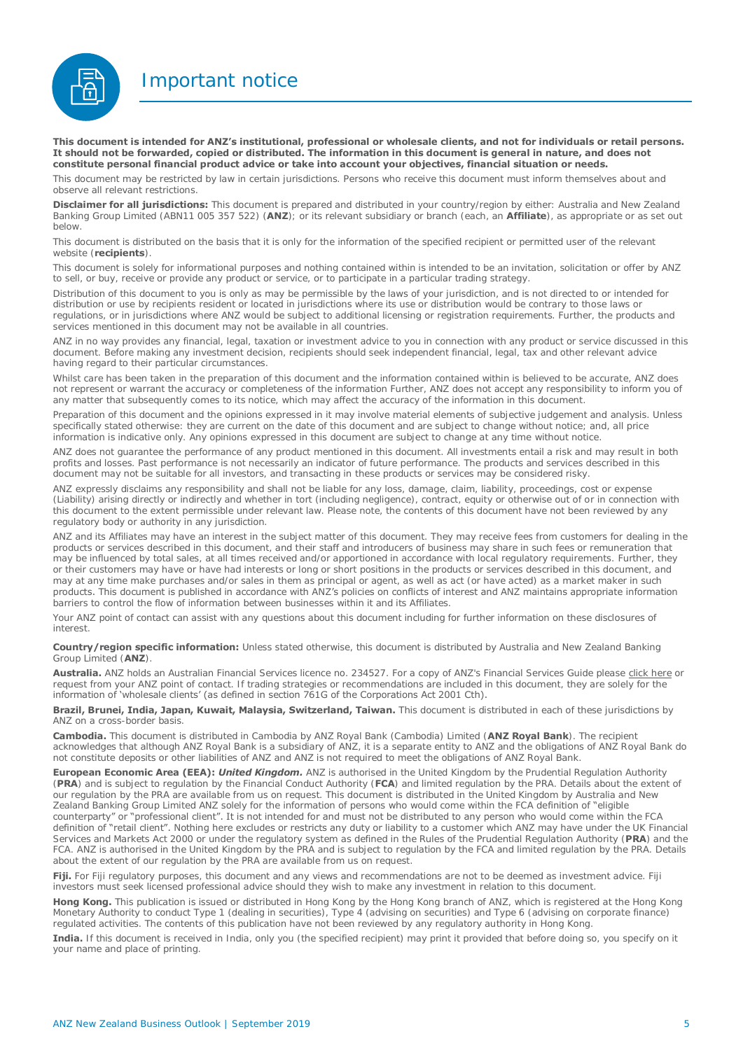# Important notice

**This document is intended for ANZ's institutional, professional or wholesale clients, and not for individuals or retail persons. It should not be forwarded, copied or distributed. The information in this document is general in nature, and does not constitute personal financial product advice or take into account your objectives, financial situation or needs.**

This document may be restricted by law in certain jurisdictions. Persons who receive this document must inform themselves about and observe all relevant restrictions.

**Disclaimer for all jurisdictions:** This document is prepared and distributed in your country/region by either: Australia and New Zealand Banking Group Limited (ABN11 005 357 522) (**ANZ**); or its relevant subsidiary or branch (each, an **Affiliate**), as appropriate or as set out below.

This document is distributed on the basis that it is only for the information of the specified recipient or permitted user of the relevant website (**recipients**).

This document is solely for informational purposes and nothing contained within is intended to be an invitation, solicitation or offer by ANZ to sell, or buy, receive or provide any product or service, or to participate in a particular trading strategy.

Distribution of this document to you is only as may be permissible by the laws of your jurisdiction, and is not directed to or intended for distribution or use by recipients resident or located in jurisdictions where its use or distribution would be contrary to those laws or regulations, or in jurisdictions where ANZ would be subject to additional licensing or registration requirements. Further, the products and services mentioned in this document may not be available in all countries.

ANZ in no way provides any financial, legal, taxation or investment advice to you in connection with any product or service discussed in this document. Before making any investment decision, recipients should seek independent financial, legal, tax and other relevant advice having regard to their particular circumstances.

Whilst care has been taken in the preparation of this document and the information contained within is believed to be accurate, ANZ does not represent or warrant the accuracy or completeness of the information Further, ANZ does not accept any responsibility to inform you of any matter that subsequently comes to its notice, which may affect the accuracy of the information in this document.

Preparation of this document and the opinions expressed in it may involve material elements of subjective judgement and analysis. Unless specifically stated otherwise: they are current on the date of this document and are subject to change without notice; and, all price information is indicative only. Any opinions expressed in this document are subject to change at any time without notice.

ANZ does not guarantee the performance of any product mentioned in this document. All investments entail a risk and may result in both profits and losses. Past performance is not necessarily an indicator of future performance. The products and services described in this document may not be suitable for all investors, and transacting in these products or services may be considered risky.

ANZ expressly disclaims any responsibility and shall not be liable for any loss, damage, claim, liability, proceedings, cost or expense (Liability) arising directly or indirectly and whether in tort (including negligence), contract, equity or otherwise out of or in connection with this document to the extent permissible under relevant law. Please note, the contents of this document have not been reviewed by any regulatory body or authority in any jurisdiction.

ANZ and its Affiliates may have an interest in the subject matter of this document. They may receive fees from customers for dealing in the products or services described in this document, and their staff and introducers of business may share in such fees or remuneration that may be influenced by total sales, at all times received and/or apportioned in accordance with local regulatory requirements. Further, they or their customers may have or have had interests or long or short positions in the products or services described in this document, and may at any time make purchases and/or sales in them as principal or agent, as well as act (or have acted) as a market maker in such products. This document is published in accordance with ANZ's policies on conflicts of interest and ANZ maintains appropriate information barriers to control the flow of information between businesses within it and its Affiliates.

Your ANZ point of contact can assist with any questions about this document including for further information on these disclosures of interest.

**Country/region specific information:** Unless stated otherwise, this document is distributed by Australia and New Zealand Banking Group Limited (**ANZ**).

**Australia.** ANZ holds an Australian Financial Services licence no. 234527. For a copy of ANZ's Financial Services Guide please click here or request from your ANZ point of contact. If trading strategies or recommendations are included in this document, they are solely for the information of 'wholesale clients' (as defined in section 761G of the Corporations Act 2001 Cth).

**Brazil, Brunei, India, Japan, Kuwait, Malaysia, Switzerland, Taiwan.** This document is distributed in each of these jurisdictions by ANZ on a cross-border basis.

**Cambodia.** This document is distributed in Cambodia by ANZ Royal Bank (Cambodia) Limited (**ANZ Royal Bank**). The recipient acknowledges that although ANZ Royal Bank is a subsidiary of ANZ, it is a separate entity to ANZ and the obligations of ANZ Royal Bank do not constitute deposits or other liabilities of ANZ and ANZ is not required to meet the obligations of ANZ Royal Bank.

**European Economic Area (EEA):** ***United Kingdom.*** ANZ is authorised in the United Kingdom by the Prudential Regulation Authority (**PRA**) and is subject to regulation by the Financial Conduct Authority (**FCA**) and limited regulation by the PRA. Details about the extent of our regulation by the PRA are available from us on request. This document is distributed in the United Kingdom by Australia and New Zealand Banking Group Limited ANZ solely for the information of persons who would come within the FCA definition of "eligible counterparty" or "professional client". It is not intended for and must not be distributed to any person who would come within the FCA definition of "retail client". Nothing here excludes or restricts any duty or liability to a customer which ANZ may have under the UK Financial Services and Markets Act 2000 or under the regulatory system as defined in the Rules of the Prudential Regulation Authority (**PRA**) and the FCA. ANZ is authorised in the United Kingdom by the PRA and is subject to regulation by the FCA and limited regulation by the PRA. Details about the extent of our regulation by the PRA are available from us on request.

**Fiji.** For Fiji regulatory purposes, this document and any views and recommendations are not to be deemed as investment advice. Fiji investors must seek licensed professional advice should they wish to make any investment in relation to this document.

**Hong Kong.** This publication is issued or distributed in Hong Kong by the Hong Kong branch of ANZ, which is registered at the Hong Kong Monetary Authority to conduct Type 1 (dealing in securities), Type 4 (advising on securities) and Type 6 (advising on corporate finance) regulated activities. The contents of this publication have not been reviewed by any regulatory authority in Hong Kong.

**India.** If this document is received in India, only you (the specified recipient) may print it provided that before doing so, you specify on it your name and place of printing.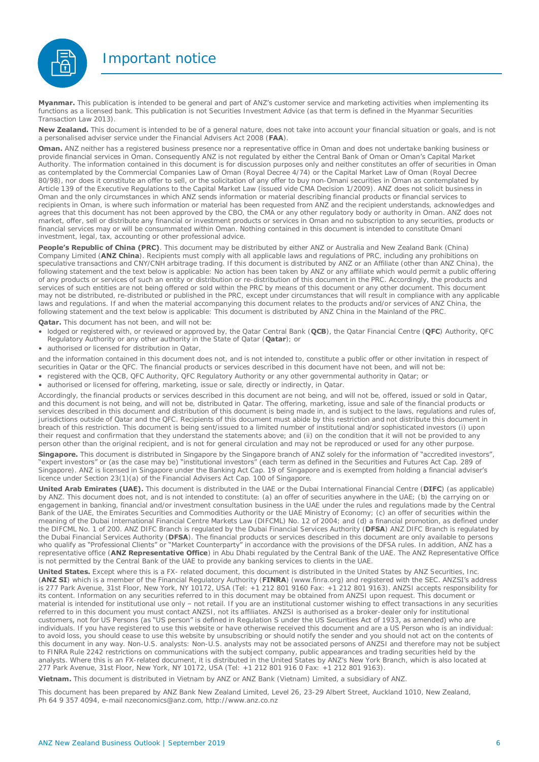# Important notice

**Myanmar.** This publication is intended to be general and part of ANZ's customer service and marketing activities when implementing its functions as a licensed bank. This publication is not Securities Investment Advice (as that term is defined in the Myanmar Securities Transaction Law 2013).

**New Zealand.** This document is intended to be of a general nature, does not take into account your financial situation or goals, and is not a personalised adviser service under the Financial Advisers Act 2008 (**FAA**).

**Oman.** ANZ neither has a registered business presence nor a representative office in Oman and does not undertake banking business or provide financial services in Oman. Consequently ANZ is not regulated by either the Central Bank of Oman or Oman's Capital Market Authority. The information contained in this document is for discussion purposes only and neither constitutes an offer of securities in Oman as contemplated by the Commercial Companies Law of Oman (Royal Decree 4/74) or the Capital Market Law of Oman (Royal Decree 80/98), nor does it constitute an offer to sell, or the solicitation of any offer to buy non-Omani securities in Oman as contemplated by Article 139 of the Executive Regulations to the Capital Market Law (issued vide CMA Decision 1/2009). ANZ does not solicit business in Oman and the only circumstances in which ANZ sends information or material describing financial products or financial services to recipients in Oman, is where such information or material has been requested from ANZ and the recipient understands, acknowledges and agrees that this document has not been approved by the CBO, the CMA or any other regulatory body or authority in Oman. ANZ does not market, offer, sell or distribute any financial or investment products or services in Oman and no subscription to any securities, products or financial services may or will be consummated within Oman. Nothing contained in this document is intended to constitute Omani investment, legal, tax, accounting or other professional advice.

**People's Republic of China (PRC)**. This document may be distributed by either ANZ or Australia and New Zealand Bank (China) Company Limited (**ANZ China**). Recipients must comply with all applicable laws and regulations of PRC, including any prohibitions on speculative transactions and CNY/CNH arbitrage trading. If this document is distributed by ANZ or an Affiliate (other than ANZ China), the following statement and the text below is applicable: No action has been taken by ANZ or any affiliate which would permit a public offering of any products or services of such an entity or distribution or re-distribution of this document in the PRC. Accordingly, the products and services of such entities are not being offered or sold within the PRC by means of this document or any other document. This document may not be distributed, re-distributed or published in the PRC, except under circumstances that will result in compliance with any applicable laws and regulations. If and when the material accompanying this document relates to the products and/or services of ANZ China, the following statement and the text below is applicable: This document is distributed by ANZ China in the Mainland of the PRC.

**Qatar.** This document has not been, and will not be:

- lodged or registered with, or reviewed or approved by, the Qatar Central Bank (**QCB**), the Qatar Financial Centre (**QFC**) Authority, QFC Regulatory Authority or any other authority in the State of Qatar (**Qatar**); or
- authorised or licensed for distribution in Qatar,

and the information contained in this document does not, and is not intended to, constitute a public offer or other invitation in respect of securities in Qatar or the QFC. The financial products or services described in this document have not been, and will not be:

- registered with the QCB, QFC Authority, QFC Regulatory Authority or any other governmental authority in Qatar; or
- authorised or licensed for offering, marketing, issue or sale, directly or indirectly, in Qatar.

Accordingly, the financial products or services described in this document are not being, and will not be, offered, issued or sold in Qatar, and this document is not being, and will not be, distributed in Qatar. The offering, marketing, issue and sale of the financial products or services described in this document and distribution of this document is being made in, and is subject to the laws, regulations and rules of, jurisdictions outside of Qatar and the QFC. Recipients of this document must abide by this restriction and not distribute this document in breach of this restriction. This document is being sent/issued to a limited number of institutional and/or sophisticated investors (i) upon their request and confirmation that they understand the statements above; and (ii) on the condition that it will not be provided to any person other than the original recipient, and is not for general circulation and may not be reproduced or used for any other purpose.

**Singapore.** This document is distributed in Singapore by the Singapore branch of ANZ solely for the information of "accredited investors", "expert investors" or (as the case may be) "institutional investors" (each term as defined in the Securities and Futures Act Cap. 289 of Singapore). ANZ is licensed in Singapore under the Banking Act Cap. 19 of Singapore and is exempted from holding a financial adviser's licence under Section 23(1)(a) of the Financial Advisers Act Cap. 100 of Singapore.

**United Arab Emirates (UAE).** This document is distributed in the UAE or the Dubai International Financial Centre (**DIFC**) (as applicable) by ANZ. This document does not, and is not intended to constitute: (a) an offer of securities anywhere in the UAE; (b) the carrying on or engagement in banking, financial and/or investment consultation business in the UAE under the rules and regulations made by the Central Bank of the UAE, the Emirates Securities and Commodities Authority or the UAE Ministry of Economy; (c) an offer of securities within the meaning of the Dubai International Financial Centre Markets Law (DIFCML) No. 12 of 2004; and (d) a financial promotion, as defined under the DIFCML No. 1 of 200. ANZ DIFC Branch is regulated by the Dubai Financial Services Authority (**DFSA**) ANZ DIFC Branch is regulated by the Dubai Financial Services Authority (**DFSA**). The financial products or services described in this document are only available to persons who qualify as "Professional Clients" or "Market Counterparty" in accordance with the provisions of the DFSA rules. In addition, ANZ has a representative office (**ANZ Representative Office**) in Abu Dhabi regulated by the Central Bank of the UAE. The ANZ Representative Office is not permitted by the Central Bank of the UAE to provide any banking services to clients in the UAE.

**United States.** Except where this is a FX- related document, this document is distributed in the United States by ANZ Securities, Inc. (**ANZ SI**) which is a member of the Financial Regulatory Authority (**FINRA**) (www.finra.org) and registered with the SEC. ANZSI's address is 277 Park Avenue, 31st Floor, New York, NY 10172, USA (Tel: +1 212 801 9160 Fax: +1 212 801 9163). ANZSI accepts responsibility for its content. Information on any securities referred to in this document may be obtained from ANZSI upon request. This document or material is intended for institutional use only – not retail. If you are an institutional customer wishing to effect transactions in any securities referred to in this document you must contact ANZSI, not its affiliates. ANZSI is authorised as a broker-dealer only for institutional customers, not for US Persons (as "US person" is defined in Regulation S under the US Securities Act of 1933, as amended) who are individuals. If you have registered to use this website or have otherwise received this document and are a US Person who is an individual: to avoid loss, you should cease to use this website by unsubscribing or should notify the sender and you should not act on the contents of this document in any way. Non-U.S. analysts: Non-U.S. analysts may not be associated persons of ANZSI and therefore may not be subject to FINRA Rule 2242 restrictions on communications with the subject company, public appearances and trading securities held by the analysts. Where this is an FX-related document, it is distributed in the United States by ANZ's New York Branch, which is also located at 277 Park Avenue, 31st Floor, New York, NY 10172, USA (Tel: +1 212 801 916 0 Fax: +1 212 801 9163).

**Vietnam.** This document is distributed in Vietnam by ANZ or ANZ Bank (Vietnam) Limited, a subsidiary of ANZ.

This document has been prepared by ANZ Bank New Zealand Limited, Level 26, 23-29 Albert Street, Auckland 1010, New Zealand, Ph 64 9 357 4094, e-mail nzeconomics@anz.com, http://www.anz.co.nz